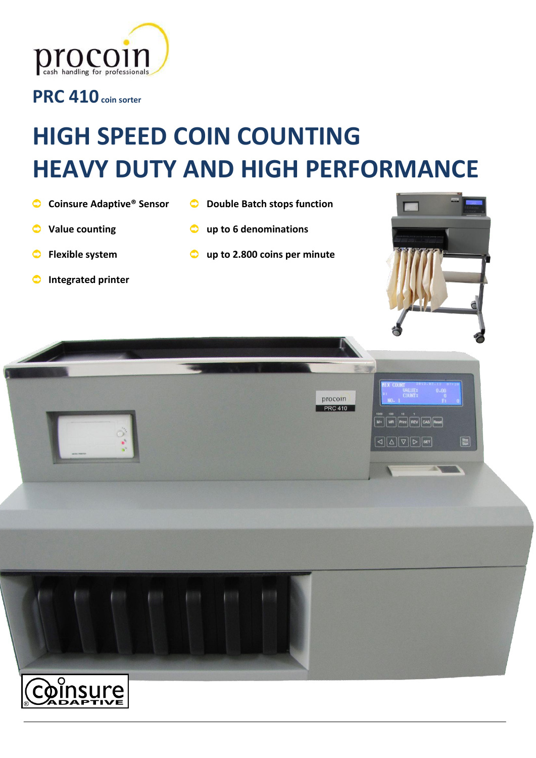procoin
cash handling for professionals

**PRC 410** coin sorter

# HIGH SPEED COIN COUNTING
# HEAVY DUTY AND HIGH PERFORMANCE

- **Coinsure Adaptive® Sensor**
- **Value counting**
- **Flexible system**
- **Integrated printer**
- **Double Batch stops function**
- **up to 6 denominations**
- **up to 2.800 coins per minute**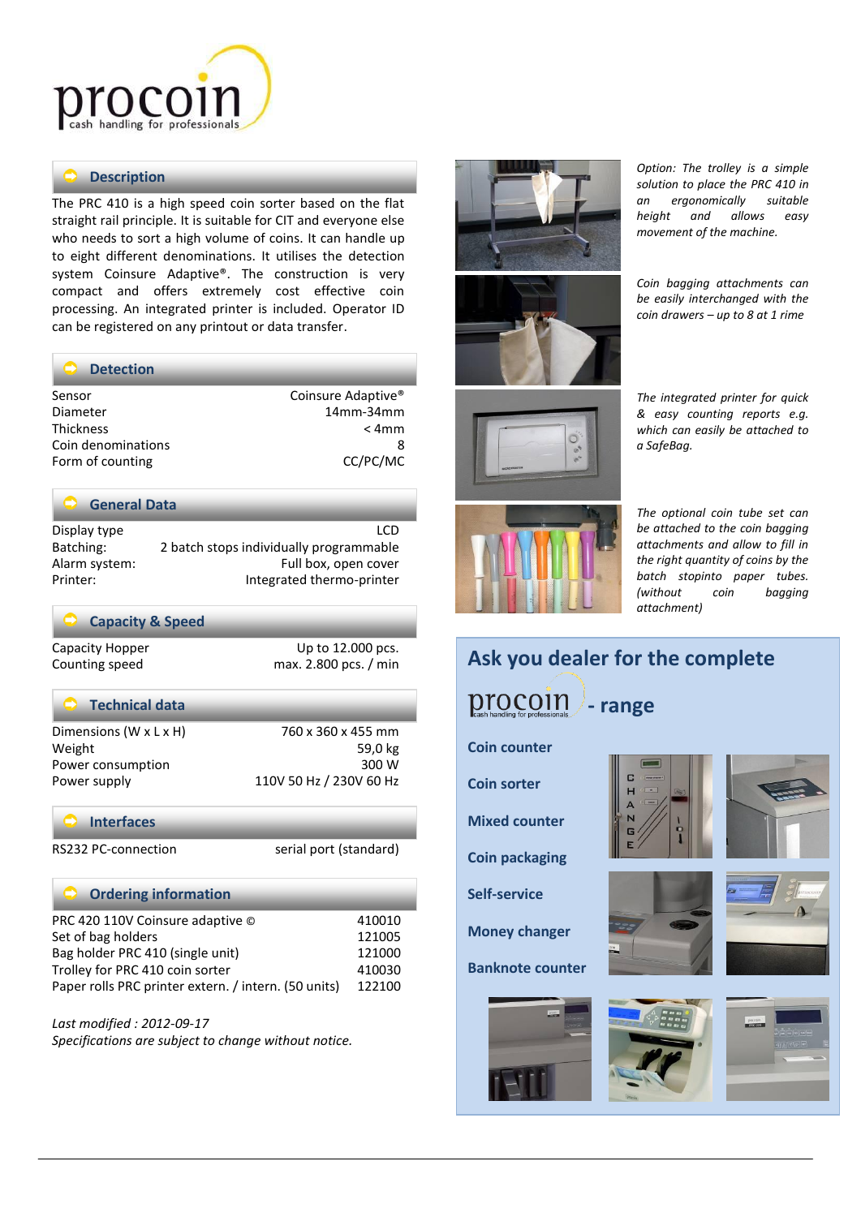procoin
cash handling for professionals

## Description

The PRC 410 is a high speed coin sorter based on the flat straight rail principle. It is suitable for CIT and everyone else who needs to sort a high volume of coins. It can handle up to eight different denominations. It utilises the detection system Coinsure Adaptive®. The construction is very compact and offers extremely cost effective coin processing. An integrated printer is included. Operator ID can be registered on any printout or data transfer.

## Detection

| | |
|---|---|
| Sensor | Coinsure Adaptive® |
| Diameter | 14mm-34mm |
| Thickness | < 4mm |
| Coin denominations | 8 |
| Form of counting | CC/PC/MC |

## General Data

| | |
|---|---|
| Display type | LCD |
| Batching: | 2 batch stops individually programmable |
| Alarm system: | Full box, open cover |
| Printer: | Integrated thermo-printer |

## Capacity & Speed

| | |
|---|---|
| Capacity Hopper | Up to 12.000 pcs. |
| Counting speed | max. 2.800 pcs. / min |

## Technical data

| | |
|---|---|
| Dimensions (W x L x H) | 760 x 360 x 455 mm |
| Weight | 59,0 kg |
| Power consumption | 300 W |
| Power supply | 110V 50 Hz / 230V 60 Hz |

## Interfaces

| | |
|---|---|
| RS232 PC-connection | serial port (standard) |

## Ordering information

| | |
|---|---|
| PRC 420 110V Coinsure adaptive © | 410010 |
| Set of bag holders | 121005 |
| Bag holder PRC 410 (single unit) | 121000 |
| Trolley for PRC 410 coin sorter | 410030 |
| Paper rolls PRC printer extern. / intern. (50 units) | 122100 |

*Last modified : 2012-09-17*
*Specifications are subject to change without notice.*

*Option: The trolley is a simple solution to place the PRC 410 in an ergonomically suitable height and allows easy movement of the machine.*

*Coin bagging attachments can be easily interchanged with the coin drawers – up to 8 at 1 rime*

*The integrated printer for quick & easy counting reports e.g. which can easily be attached to a SafeBag.*

*The optional coin tube set can be attached to the coin bagging attachments and allow to fill in the right quantity of coins by the batch stopinto paper tubes. (without coin bagging attachment)*

## Ask you dealer for the complete procoin - range

- Coin counter
- Coin sorter
- Mixed counter
- Coin packaging
- Self-service
- Money changer
- Banknote counter